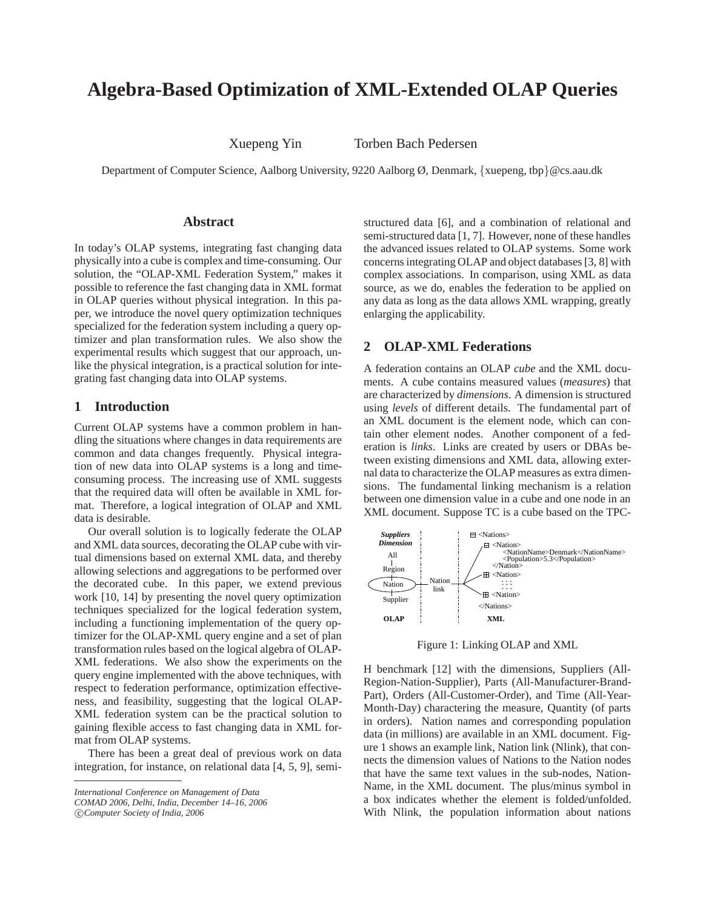// Algebra-Based Optimization of XML-Extended OLAP Queries

Xuepeng Yin    Torben Bach Pedersen

Department of Computer Science, Aalborg University, 9220 Aalborg Ø, Denmark, {xuepeng, tbp}@cs.aau.dk

## Abstract

In today's OLAP systems, integrating fast changing data physically into a cube is complex and time-consuming. Our solution, the "OLAP-XML Federation System," makes it possible to reference the fast changing data in XML format in OLAP queries without physical integration. In this paper, we introduce the novel query optimization techniques specialized for the federation system including a query optimizer and plan transformation rules. We also show the experimental results which suggest that our approach, unlike the physical integration, is a practical solution for integrating fast changing data into OLAP systems.

## 1 Introduction

Current OLAP systems have a common problem in handling the situations where changes in data requirements are common and data changes frequently. Physical integration of new data into OLAP systems is a long and time-consuming process. The increasing use of XML suggests that the required data will often be available in XML format. Therefore, a logical integration of OLAP and XML data is desirable.

Our overall solution is to logically federate the OLAP and XML data sources, decorating the OLAP cube with virtual dimensions based on external XML data, and thereby allowing selections and aggregations to be performed over the decorated cube. In this paper, we extend previous work [10, 14] by presenting the novel query optimization techniques specialized for the logical federation system, including a functioning implementation of the query optimizer for the OLAP-XML query engine and a set of plan transformation rules based on the logical algebra of OLAP-XML federations. We also show the experiments on the query engine implemented with the above techniques, with respect to federation performance, optimization effectiveness, and feasibility, suggesting that the logical OLAP-XML federation system can be the practical solution to gaining flexible access to fast changing data in XML format from OLAP systems.

There has been a great deal of previous work on data integration, for instance, on relational data [4, 5, 9], semi-structured data [6], and a combination of relational and semi-structured data [1, 7]. However, none of these handles the advanced issues related to OLAP systems. Some work concerns integrating OLAP and object databases [3, 8] with complex associations. In comparison, using XML as data source, as we do, enables the federation to be applied on any data as long as the data allows XML wrapping, greatly enlarging the applicability.

*International Conference on Management of Data*
*COMAD 2006, Delhi, India, December 14–16, 2006*
*©Computer Society of India, 2006*

## 2 OLAP-XML Federations

A federation contains an OLAP *cube* and the XML documents. A cube contains measured values (*measures*) that are characterized by *dimensions*. A dimension is structured using *levels* of different details. The fundamental part of an XML document is the element node, which can contain other element nodes. Another component of a federation is *links*. Links are created by users or DBAs between existing dimensions and XML data, allowing external data to characterize the OLAP measures as extra dimensions. The fundamental linking mechanism is a relation between one dimension value in a cube and one node in an XML document. Suppose TC is a cube based on the TPC-H benchmark [12] with the dimensions, Suppliers (All-Region-Nation-Supplier), Parts (All-Manufacturer-Brand-Part), Orders (All-Customer-Order), and Time (All-Year-Month-Day) charactering the measure, Quantity (of parts in orders). Nation names and corresponding population data (in millions) are available in an XML document. Figure 1 shows an example link, Nation link (Nlink), that connects the dimension values of Nations to the Nation nodes that have the same text values in the sub-nodes, NationName, in the XML document. The plus/minus symbol in a box indicates whether the element is folded/unfolded. With Nlink, the population information about nations

```
Suppliers Dimension        |              |  ⊟ <Nations>
   All                     |              |     ⊟ <Nation>
    |                      |              |          <NationName>Denmark</NationName>
   Region                  |              |          <Population>5.3</Population>
    |                      |   Nation     |        </Nation>
  (Nation) ----------------|-- link ------|     ⊞ <Nation>
    |                      |              |          : : :
   Supplier                |              |     ⊞ <Nation>
                           |              |    </Nations>
   OLAP                                       XML
```

Figure 1: Linking OLAP and XML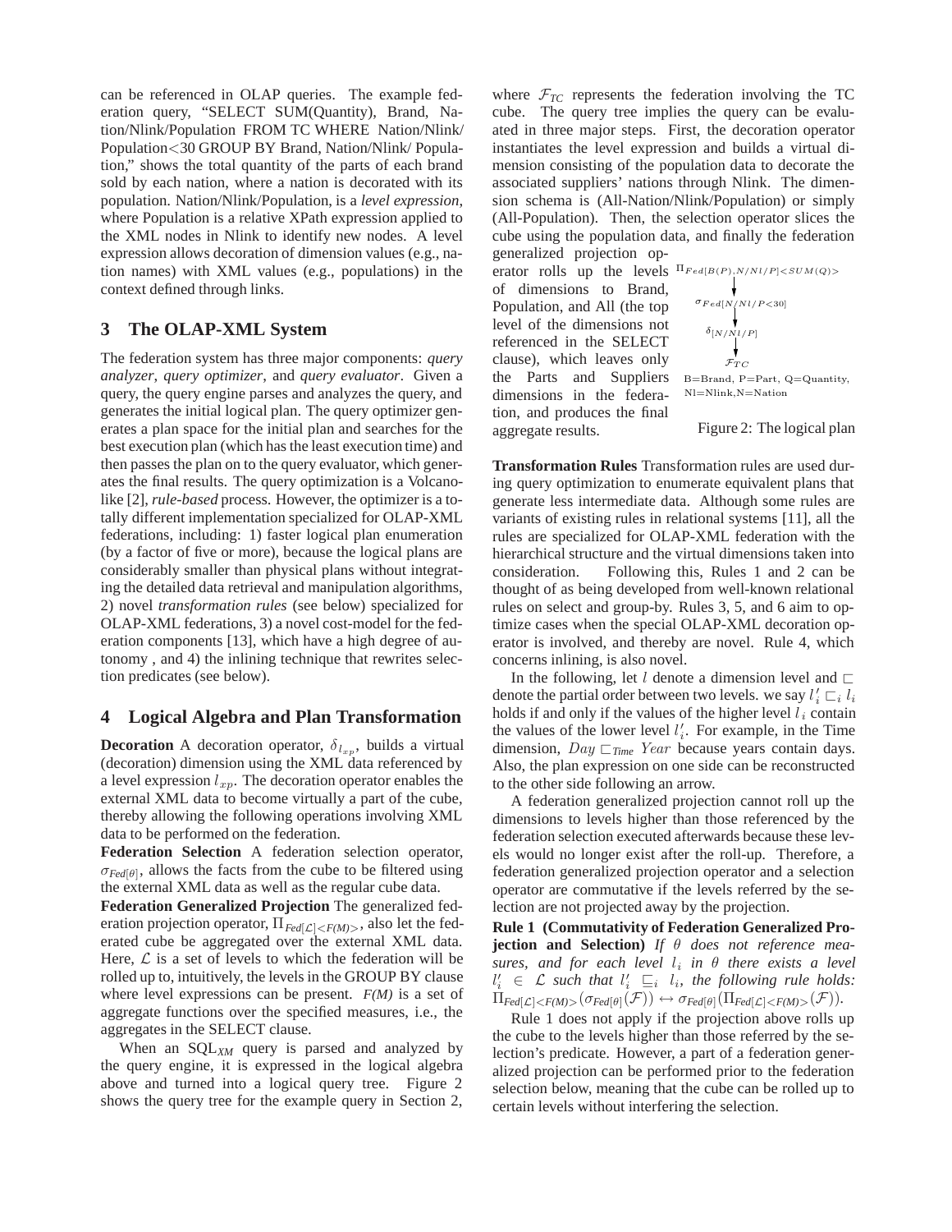can be referenced in OLAP queries. The example federation query, "SELECT SUM(Quantity), Brand, Nation/Nlink/Population FROM TC WHERE Nation/Nlink/ Population<30 GROUP BY Brand, Nation/Nlink/ Population," shows the total quantity of the parts of each brand sold by each nation, where a nation is decorated with its population. Nation/Nlink/Population, is a *level expression*, where Population is a relative XPath expression applied to the XML nodes in Nlink to identify new nodes. A level expression allows decoration of dimension values (e.g., nation names) with XML values (e.g., populations) in the context defined through links.

## 3 The OLAP-XML System

The federation system has three major components: *query analyzer*, *query optimizer*, and *query evaluator*. Given a query, the query engine parses and analyzes the query, and generates the initial logical plan. The query optimizer generates a plan space for the initial plan and searches for the best execution plan (which has the least execution time) and then passes the plan on to the query evaluator, which generates the final results. The query optimization is a Volcano-like [2], *rule-based* process. However, the optimizer is a totally different implementation specialized for OLAP-XML federations, including: 1) faster logical plan enumeration (by a factor of five or more), because the logical plans are considerably smaller than physical plans without integrating the detailed data retrieval and manipulation algorithms, 2) novel *transformation rules* (see below) specialized for OLAP-XML federations, 3) a novel cost-model for the federation components [13], which have a high degree of autonomy , and 4) the inlining technique that rewrites selection predicates (see below).

## 4 Logical Algebra and Plan Transformation

**Decoration** A decoration operator, $\delta_{l_{xp}}$, builds a virtual (decoration) dimension using the XML data referenced by a level expression $l_{xp}$. The decoration operator enables the external XML data to become virtually a part of the cube, thereby allowing the following operations involving XML data to be performed on the federation.

**Federation Selection** A federation selection operator, $\sigma_{Fed[\theta]}$, allows the facts from the cube to be filtered using the external XML data as well as the regular cube data.

**Federation Generalized Projection** The generalized federation projection operator, $\Pi_{Fed[\mathcal{L}]<F(M)>}$, also let the federated cube be aggregated over the external XML data. Here, $\mathcal{L}$ is a set of levels to which the federation will be rolled up to, intuitively, the levels in the GROUP BY clause where level expressions can be present. *F(M)* is a set of aggregate functions over the specified measures, i.e., the aggregates in the SELECT clause.

When an $\text{SQL}_{XM}$ query is parsed and analyzed by the query engine, it is expressed in the logical algebra above and turned into a logical query tree. Figure 2 shows the query tree for the example query in Section 2, where $\mathcal{F}_{TC}$ represents the federation involving the TC cube. The query tree implies the query can be evaluated in three major steps. First, the decoration operator instantiates the level expression and builds a virtual dimension consisting of the population data to decorate the associated suppliers' nations through Nlink. The dimension schema is (All-Nation/Nlink/Population) or simply (All-Population). Then, the selection operator slices the cube using the population data, and finally the federation generalized projection operator rolls up the levels of dimensions to Brand, Population, and All (the top level of the dimensions not referenced in the SELECT clause), which leaves only the Parts and Suppliers dimensions in the federation, and produces the final aggregate results.

$$\Pi_{Fed[B(P),N/Nl/P]<SUM(Q)>}$$
$$\downarrow$$
$$\sigma_{Fed[N/Nl/P<30]}$$
$$\downarrow$$
$$\delta_{[N/Nl/P]}$$
$$\downarrow$$
$$\mathcal{F}_{TC}$$

B=Brand, P=Part, Q=Quantity, Nl=Nlink, N=Nation

Figure 2: The logical plan

**Transformation Rules** Transformation rules are used during query optimization to enumerate equivalent plans that generate less intermediate data. Although some rules are variants of existing rules in relational systems [11], all the rules are specialized for OLAP-XML federation with the hierarchical structure and the virtual dimensions taken into consideration. Following this, Rules 1 and 2 can be thought of as being developed from well-known relational rules on select and group-by. Rules 3, 5, and 6 aim to optimize cases when the special OLAP-XML decoration operator is involved, and thereby are novel. Rule 4, which concerns inlining, is also novel.

In the following, let $l$ denote a dimension level and $\sqsubset$ denote the partial order between two levels. we say $l'_i \sqsubset_i l_i$ holds if and only if the values of the higher level $l_i$ contain the values of the lower level $l'_i$. For example, in the Time dimension, $Day \sqsubset_{Time} Year$ because years contain days. Also, the plan expression on one side can be reconstructed to the other side following an arrow.

A federation generalized projection cannot roll up the dimensions to levels higher than those referenced by the federation selection executed afterwards because these levels would no longer exist after the roll-up. Therefore, a federation generalized projection operator and a selection operator are commutative if the levels referred by the selection are not projected away by the projection.

**Rule 1 (Commutativity of Federation Generalized Projection and Selection)** *If $\theta$ does not reference measures, and for each level $l_i$ in $\theta$ there exists a level $l'_i \in \mathcal{L}$ such that $l'_i \sqsubseteq_i l_i$, the following rule holds:* $\Pi_{Fed[\mathcal{L}]<F(M)>}(\sigma_{Fed[\theta]}(\mathcal{F})) \leftrightarrow \sigma_{Fed[\theta]}(\Pi_{Fed[\mathcal{L}]<F(M)>}(\mathcal{F}))$.

Rule 1 does not apply if the projection above rolls up the cube to the levels higher than those referred by the selection's predicate. However, a part of a federation generalized projection can be performed prior to the federation selection below, meaning that the cube can be rolled up to certain levels without interfering the selection.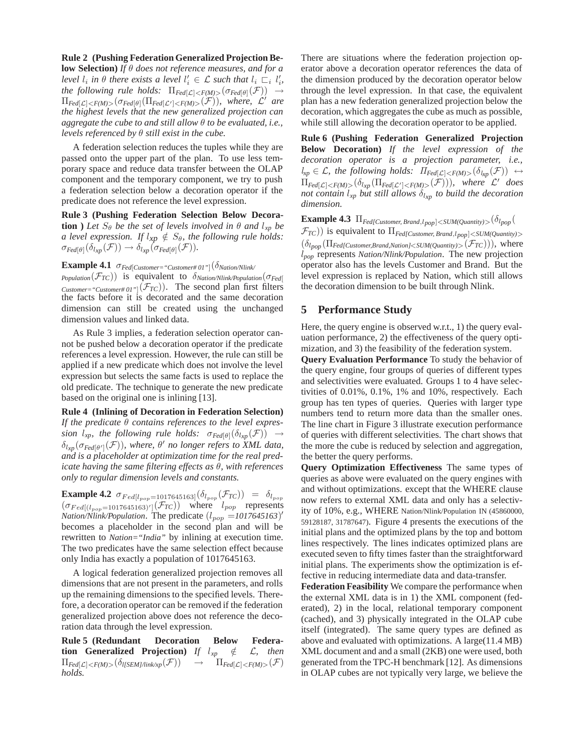**Rule 2 (Pushing Federation Generalized Projection Below Selection)** *If $\theta$ does not reference measures, and for a level $l_i$ in $\theta$ there exists a level $l'_i \in \mathcal{L}$ such that $l_i \sqsubset_i l'_i$, the following rule holds: $\Pi_{Fed[\mathcal{L}]<F(M)>}(\sigma_{Fed[\theta]}(\mathcal{F})) \rightarrow \Pi_{Fed[\mathcal{L}]<F(M)>}(\sigma_{Fed[\theta]}(\Pi_{Fed[\mathcal{L}']<F(M)>}(\mathcal{F}))$, where, $\mathcal{L}'$ are the highest levels that the new generalized projection can aggregate the cube to and still allow $\theta$ to be evaluated, i.e., levels referenced by $\theta$ still exist in the cube.*

A federation selection reduces the tuples while they are passed onto the upper part of the plan. To use less temporary space and reduce data transfer between the OLAP component and the temporary component, we try to push a federation selection below a decoration operator if the predicate does not reference the level expression.

**Rule 3 (Pushing Federation Selection Below Decoration )** *Let $S_\theta$ be the set of levels involved in $\theta$ and $l_{xp}$ be a level expression. If $l_{xp} \notin S_\theta$, the following rule holds: $\sigma_{Fed[\theta]}(\delta_{l_{xp}}(\mathcal{F})) \rightarrow \delta_{l_{xp}}(\sigma_{Fed[\theta]}(\mathcal{F}))$.*

**Example 4.1** $\sigma_{Fed[Customer=\text{"Customer\# 01"}]}(\delta_{Nation/Nlink/Population}(\mathcal{F}_{TC}))$ is equivalent to $\delta_{Nation/Nlink/Population}(\sigma_{Fed[Customer=\text{"Customer\# 01"}]}(\mathcal{F}_{TC}))$. The second plan first filters the facts before it is decorated and the same decoration dimension can still be created using the unchanged dimension values and linked data.

As Rule 3 implies, a federation selection operator cannot be pushed below a decoration operator if the predicate references a level expression. However, the rule can still be applied if a new predicate which does not involve the level expression but selects the same facts is used to replace the old predicate. The technique to generate the new predicate based on the original one is inlining [13].

**Rule 4 (Inlining of Decoration in Federation Selection)** *If the predicate $\theta$ contains references to the level expression $l_{xp}$, the following rule holds: $\sigma_{Fed[\theta]}(\delta_{l_{xp}}(\mathcal{F})) \rightarrow \delta_{l_{xp}}(\sigma_{Fed[\theta']}(\mathcal{F}))$, where, $\theta'$ no longer refers to XML data, and is a placeholder at optimization time for the real predicate having the same filtering effects as $\theta$, with references only to regular dimension levels and constants.*

**Example 4.2** $\sigma_{Fed[l_{pop}=1017645163]}(\delta_{l_{pop}}(\mathcal{F}_{TC})) = \delta_{l_{pop}}(\sigma_{Fed[(l_{pop}=1017645163)']}(\mathcal{F}_{TC}))$ where $l_{pop}$ represents *Nation/Nlink/Population*. The predicate $(l_{pop} = 1017645163)'$ becomes a placeholder in the second plan and will be rewritten to *Nation="India"* by inlining at execution time. The two predicates have the same selection effect because only India has exactly a population of 1017645163.

A logical federation generalized projection removes all dimensions that are not present in the parameters, and rolls up the remaining dimensions to the specified levels. Therefore, a decoration operator can be removed if the federation generalized projection above does not reference the decoration data through the level expression.

**Rule 5 (Redundant Decoration Below Federation Generalized Projection)** *If $l_{xp} \notin \mathcal{L}$, then $\Pi_{Fed[\mathcal{L}]<F(M)>}(\delta_{l[SEM]/link/xp}(\mathcal{F})) \rightarrow \Pi_{Fed[\mathcal{L}]<F(M)>}(\mathcal{F})$ holds.*

There are situations where the federation projection operator above a decoration operator references the data of the dimension produced by the decoration operator below through the level expression. In that case, the equivalent plan has a new federation generalized projection below the decoration, which aggregates the cube as much as possible, while still allowing the decoration operator to be applied.

**Rule 6 (Pushing Federation Generalized Projection Below Decoration)** *If the level expression of the decoration operator is a projection parameter, i.e., $l_{xp} \in \mathcal{L}$, the following rule holds: $\Pi_{Fed[\mathcal{L}]<F(M)>}(\delta_{l_{xp}}(\mathcal{F})) \leftrightarrow \Pi_{Fed[\mathcal{L}]<F(M)>}(\delta_{l_{xp}}(\Pi_{Fed[\mathcal{L}']<F(M)>}(\mathcal{F})))$, where $\mathcal{L}'$ does not contain $l_{xp}$ but still allows $\delta_{l_{xp}}$ to build the decoration dimension.*

**Example 4.3** $\Pi_{Fed[Customer, Brand, l_{pop}]<SUM(Quantity)>}(\delta_{l_{pop}}(\mathcal{F}_{TC}))$ is equivalent to $\Pi_{Fed[Customer, Brand, l_{pop}]<SUM(Quantity)>}(\delta_{l_{pop}}(\Pi_{Fed[Customer,Brand,Nation]<SUM(Quantity)>}(\mathcal{F}_{TC})))$, where $l_{pop}$ represents *Nation/Nlink/Population*. The new projection operator also has the levels Customer and Brand. But the level expression is replaced by Nation, which still allows the decoration dimension to be built through Nlink.

## 5 Performance Study

Here, the query engine is observed w.r.t., 1) the query evaluation performance, 2) the effectiveness of the query optimization, and 3) the feasibility of the federation system.

**Query Evaluation Performance** To study the behavior of the query engine, four groups of queries of different types and selectivities were evaluated. Groups 1 to 4 have selectivities of 0.01%, 0.1%, 1% and 10%, respectively. Each group has ten types of queries. Queries with larger type numbers tend to return more data than the smaller ones. The line chart in Figure 3 illustrate execution performance of queries with different selectivities. The chart shows that the more the cube is reduced by selection and aggregation, the better the query performs.

**Query Optimization Effectiveness** The same types of queries as above were evaluated on the query engines with and without optimizations. except that the WHERE clause now refers to external XML data and only has a selectivity of 10%, e.g., WHERE Nation/Nlink/Population IN (45860000, 59128187, 31787647). Figure 4 presents the executions of the initial plans and the optimized plans by the top and bottom lines respectively. The lines indicates optimized plans are executed seven to fifty times faster than the straightforward initial plans. The experiments show the optimization is effective in reducing intermediate data and data-transfer.

**Federation Feasibility** We compare the performance when the external XML data is in 1) the XML component (federated), 2) in the local, relational temporary component (cached), and 3) physically integrated in the OLAP cube itself (integrated). The same query types are defined as above and evaluated with optimizations. A large(11.4 MB) XML document and and a small (2KB) one were used, both generated from the TPC-H benchmark [12]. As dimensions in OLAP cubes are not typically very large, we believe the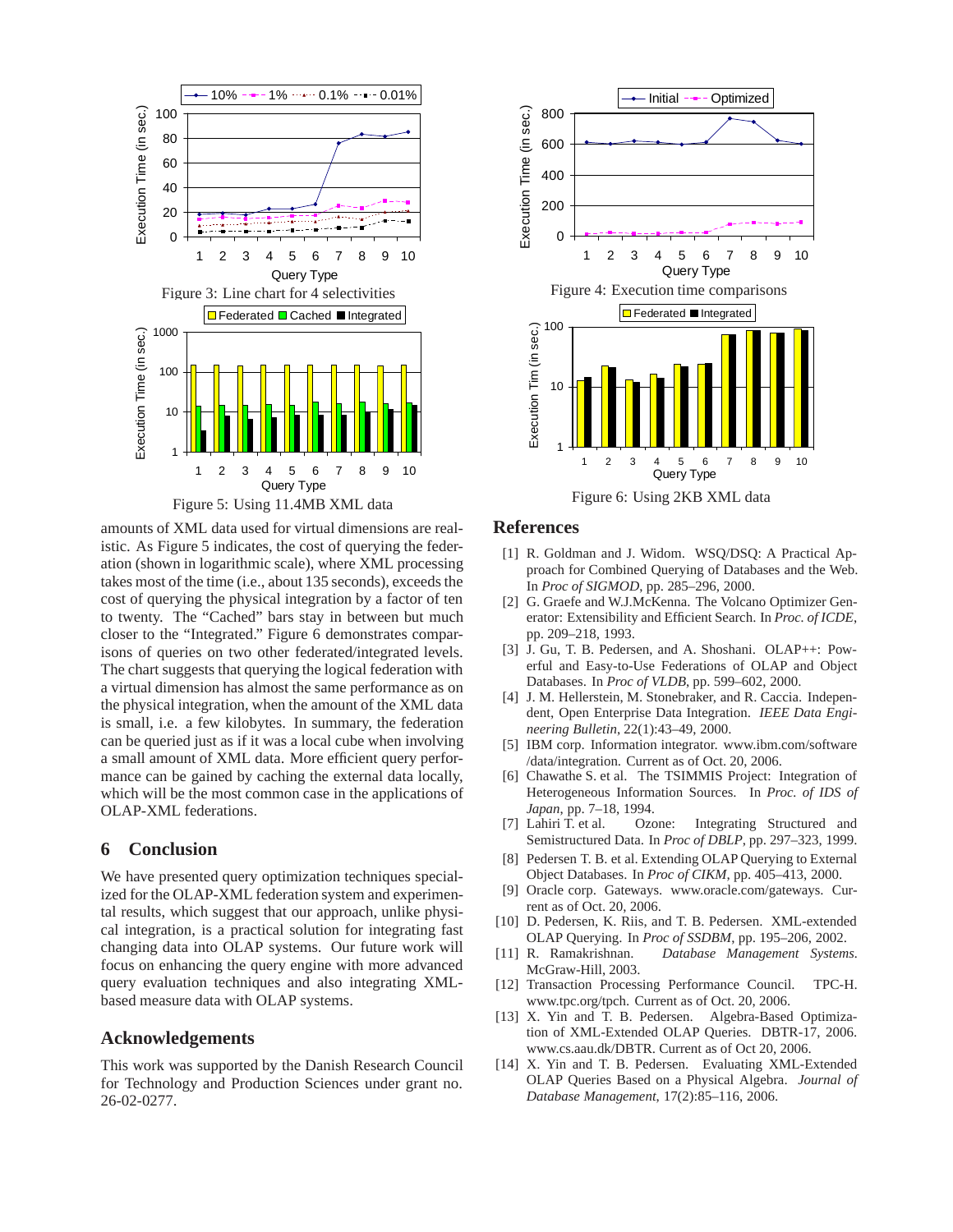10% 1% 0.1% 0.01%

Execution Time (in sec.)

100
80
60
40
20
0

1 2 3 4 5 6 7 8 9 10

Query Type

Figure 3: Line chart for 4 selectivities

Federated Cached Integrated

Execution Time (in sec.)

1000
100
10
1

1 2 3 4 5 6 7 8 9 10

Query Type

Figure 5: Using 11.4MB XML data

Initial Optimized

Execution Time (in sec.)

800
600
400
200
0

1 2 3 4 5 6 7 8 9 10

Query Type

Figure 4: Execution time comparisons

Federated Integrated

Execution Tim (in sec.)

100
10
1

1 2 3 4 5 6 7 8 9 10

Query Type

Figure 6: Using 2KB XML data

amounts of XML data used for virtual dimensions are realistic. As Figure 5 indicates, the cost of querying the federation (shown in logarithmic scale), where XML processing takes most of the time (i.e., about 135 seconds), exceeds the cost of querying the physical integration by a factor of ten to twenty. The "Cached" bars stay in between but much closer to the "Integrated." Figure 6 demonstrates comparisons of queries on two other federated/integrated levels. The chart suggests that querying the logical federation with a virtual dimension has almost the same performance as on the physical integration, when the amount of the XML data is small, i.e. a few kilobytes. In summary, the federation can be queried just as if it was a local cube when involving a small amount of XML data. More efficient query performance can be gained by caching the external data locally, which will be the most common case in the applications of OLAP-XML federations.

## 6 Conclusion

We have presented query optimization techniques specialized for the OLAP-XML federation system and experimental results, which suggest that our approach, unlike physical integration, is a practical solution for integrating fast changing data into OLAP systems. Our future work will focus on enhancing the query engine with more advanced query evaluation techniques and also integrating XML-based measure data with OLAP systems.

## Acknowledgements

This work was supported by the Danish Research Council for Technology and Production Sciences under grant no. 26-02-0277.

## References

[1] R. Goldman and J. Widom. WSQ/DSQ: A Practical Approach for Combined Querying of Databases and the Web. In *Proc of SIGMOD*, pp. 285–296, 2000.

[2] G. Graefe and W.J.McKenna. The Volcano Optimizer Generator: Extensibility and Efficient Search. In *Proc. of ICDE*, pp. 209–218, 1993.

[3] J. Gu, T. B. Pedersen, and A. Shoshani. OLAP++: Powerful and Easy-to-Use Federations of OLAP and Object Databases. In *Proc of VLDB*, pp. 599–602, 2000.

[4] J. M. Hellerstein, M. Stonebraker, and R. Caccia. Independent, Open Enterprise Data Integration. *IEEE Data Engineering Bulletin*, 22(1):43–49, 2000.

[5] IBM corp. Information integrator. www.ibm.com/software/data/integration. Current as of Oct. 20, 2006.

[6] Chawathe S. et al. The TSIMMIS Project: Integration of Heterogeneous Information Sources. In *Proc. of IDS of Japan*, pp. 7–18, 1994.

[7] Lahiri T. et al. Ozone: Integrating Structured and Semistructured Data. In *Proc of DBLP*, pp. 297–323, 1999.

[8] Pedersen T. B. et al. Extending OLAP Querying to External Object Databases. In *Proc of CIKM*, pp. 405–413, 2000.

[9] Oracle corp. Gateways. www.oracle.com/gateways. Current as of Oct. 20, 2006.

[10] D. Pedersen, K. Riis, and T. B. Pedersen. XML-extended OLAP Querying. In *Proc of SSDBM*, pp. 195–206, 2002.

[11] R. Ramakrishnan. *Database Management Systems*. McGraw-Hill, 2003.

[12] Transaction Processing Performance Council. TPC-H. www.tpc.org/tpch. Current as of Oct. 20, 2006.

[13] X. Yin and T. B. Pedersen. Algebra-Based Optimization of XML-Extended OLAP Queries. DBTR-17, 2006. www.cs.aau.dk/DBTR. Current as of Oct 20, 2006.

[14] X. Yin and T. B. Pedersen. Evaluating XML-Extended OLAP Queries Based on a Physical Algebra. *Journal of Database Management*, 17(2):85–116, 2006.